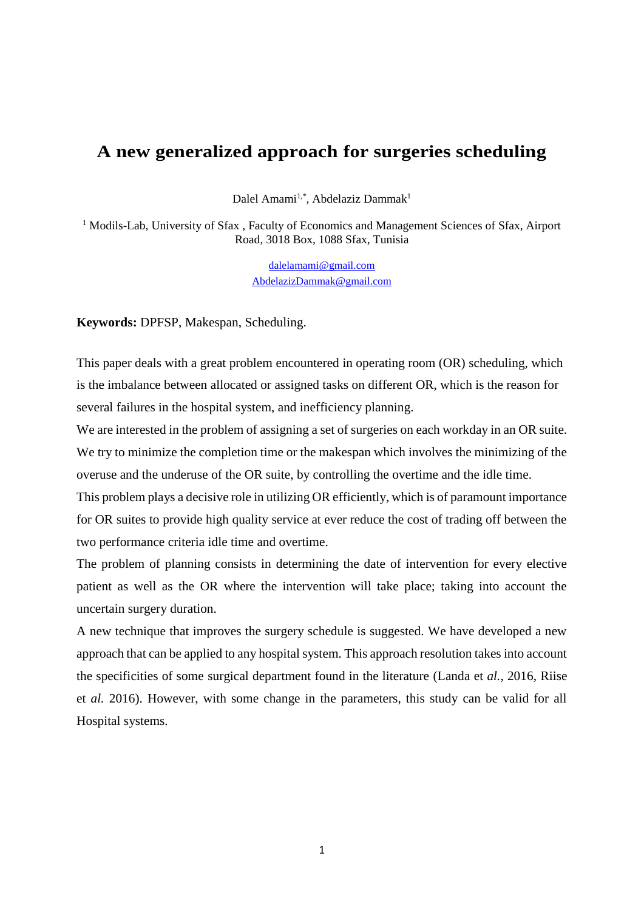# A new generalized approach for surgeries scheduling

Dalel Amami[1,*], Abdelaziz Dammak[1]

[1] Modils-Lab, University of Sfax , Faculty of Economics and Management Sciences of Sfax, Airport Road, 3018 Box, 1088 Sfax, Tunisia

dalelamami@gmail.com
AbdelazizDammak@gmail.com

**Keywords:** DPFSP, Makespan, Scheduling.

This paper deals with a great problem encountered in operating room (OR) scheduling, which is the imbalance between allocated or assigned tasks on different OR, which is the reason for several failures in the hospital system, and inefficiency planning.

We are interested in the problem of assigning a set of surgeries on each workday in an OR suite. We try to minimize the completion time or the makespan which involves the minimizing of the overuse and the underuse of the OR suite, by controlling the overtime and the idle time.

This problem plays a decisive role in utilizing OR efficiently, which is of paramount importance for OR suites to provide high quality service at ever reduce the cost of trading off between the two performance criteria idle time and overtime.

The problem of planning consists in determining the date of intervention for every elective patient as well as the OR where the intervention will take place; taking into account the uncertain surgery duration.

A new technique that improves the surgery schedule is suggested. We have developed a new approach that can be applied to any hospital system. This approach resolution takes into account the specificities of some surgical department found in the literature (Landa et *al.*, 2016, Riise et *al.* 2016). However, with some change in the parameters, this study can be valid for all Hospital systems.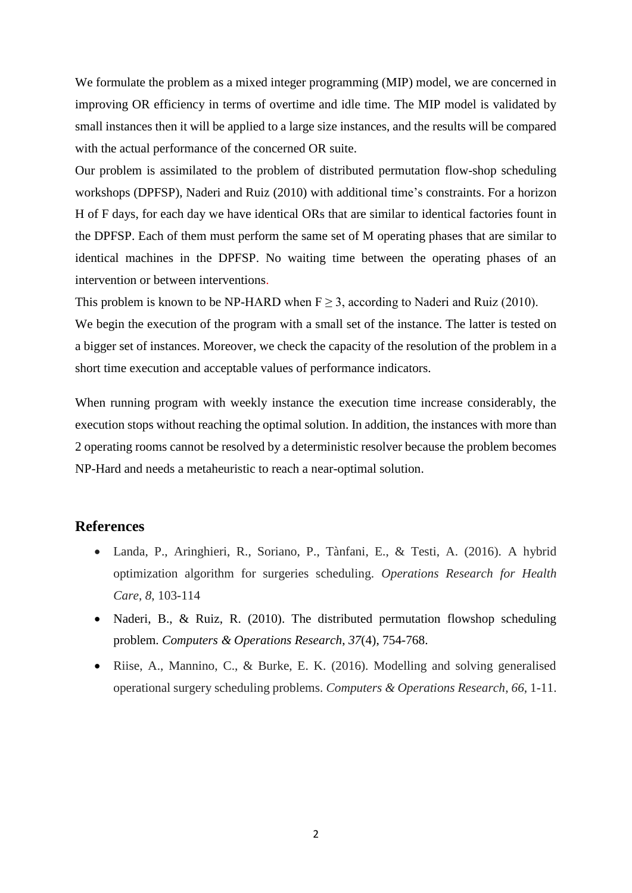We formulate the problem as a mixed integer programming (MIP) model, we are concerned in improving OR efficiency in terms of overtime and idle time. The MIP model is validated by small instances then it will be applied to a large size instances, and the results will be compared with the actual performance of the concerned OR suite.

Our problem is assimilated to the problem of distributed permutation flow-shop scheduling workshops (DPFSP), Naderi and Ruiz (2010) with additional time's constraints. For a horizon H of F days, for each day we have identical ORs that are similar to identical factories fount in the DPFSP. Each of them must perform the same set of M operating phases that are similar to identical machines in the DPFSP. No waiting time between the operating phases of an intervention or between interventions.

This problem is known to be NP-HARD when $F \geq 3$, according to Naderi and Ruiz (2010).

We begin the execution of the program with a small set of the instance. The latter is tested on a bigger set of instances. Moreover, we check the capacity of the resolution of the problem in a short time execution and acceptable values of performance indicators.

When running program with weekly instance the execution time increase considerably, the execution stops without reaching the optimal solution. In addition, the instances with more than 2 operating rooms cannot be resolved by a deterministic resolver because the problem becomes NP-Hard and needs a metaheuristic to reach a near-optimal solution.

## References

- Landa, P., Aringhieri, R., Soriano, P., Tànfani, E., & Testi, A. (2016). A hybrid optimization algorithm for surgeries scheduling. *Operations Research for Health Care*, *8*, 103-114
- Naderi, B., & Ruiz, R. (2010). The distributed permutation flowshop scheduling problem. *Computers & Operations Research*, *37*(4), 754-768.
- Riise, A., Mannino, C., & Burke, E. K. (2016). Modelling and solving generalised operational surgery scheduling problems. *Computers & Operations Research*, *66*, 1-11.